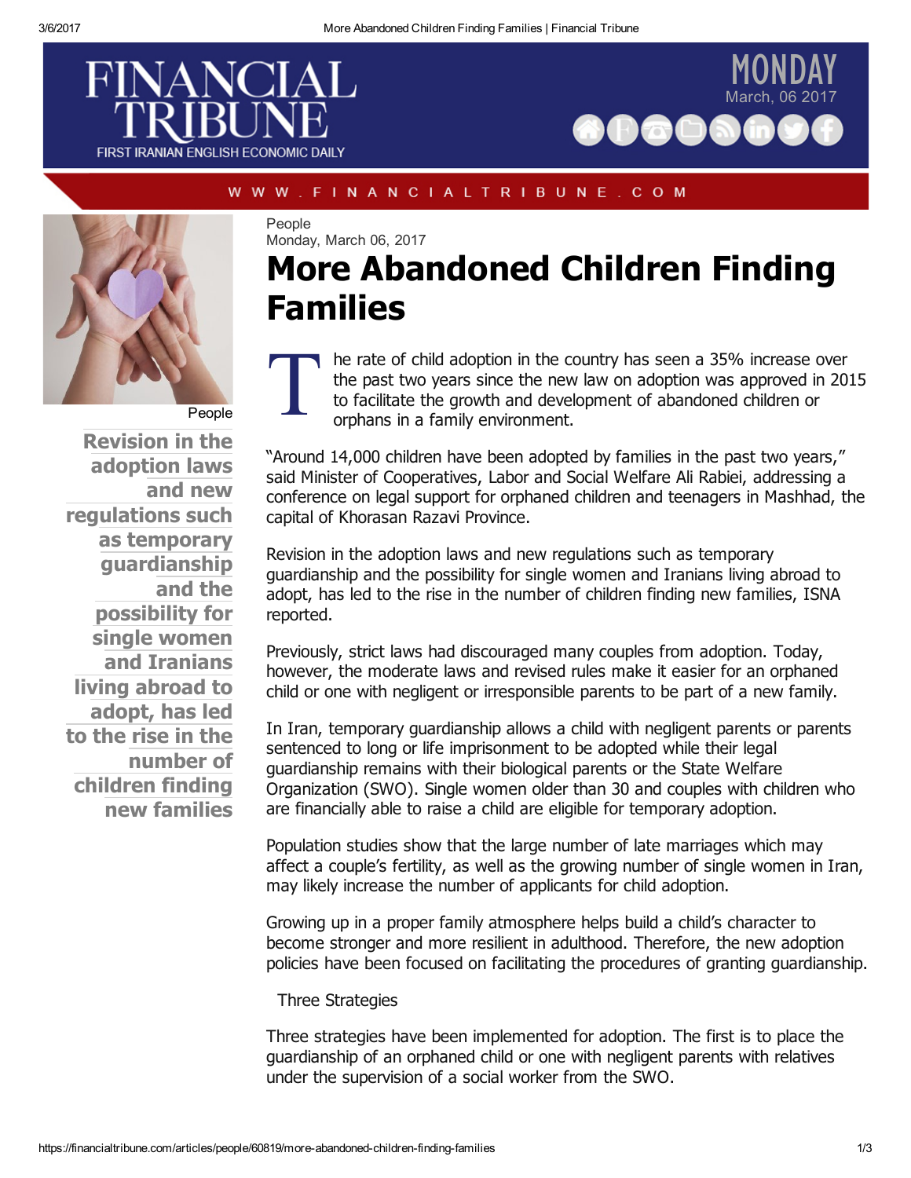# FINANCIAL TRIBUNE

FIRST IRANIAN ENGLISH ECONOMIC DAILY

MONDAY
March, 06 2017

WWW.FINANCIALTRIBUNE.COM

People

**Revision in the adoption laws and new regulations such as temporary guardianship and the possibility for single women and Iranians living abroad to adopt, has led to the rise in the number of children finding new families**

People
Monday, March 06, 2017

# More Abandoned Children Finding Families

The rate of child adoption in the country has seen a 35% increase over the past two years since the new law on adoption was approved in 2015 to facilitate the growth and development of abandoned children or orphans in a family environment.

"Around 14,000 children have been adopted by families in the past two years," said Minister of Cooperatives, Labor and Social Welfare Ali Rabiei, addressing a conference on legal support for orphaned children and teenagers in Mashhad, the capital of Khorasan Razavi Province.

Revision in the adoption laws and new regulations such as temporary guardianship and the possibility for single women and Iranians living abroad to adopt, has led to the rise in the number of children finding new families, ISNA reported.

Previously, strict laws had discouraged many couples from adoption. Today, however, the moderate laws and revised rules make it easier for an orphaned child or one with negligent or irresponsible parents to be part of a new family.

In Iran, temporary guardianship allows a child with negligent parents or parents sentenced to long or life imprisonment to be adopted while their legal guardianship remains with their biological parents or the State Welfare Organization (SWO). Single women older than 30 and couples with children who are financially able to raise a child are eligible for temporary adoption.

Population studies show that the large number of late marriages which may affect a couple's fertility, as well as the growing number of single women in Iran, may likely increase the number of applicants for child adoption.

Growing up in a proper family atmosphere helps build a child's character to become stronger and more resilient in adulthood. Therefore, the new adoption policies have been focused on facilitating the procedures of granting guardianship.

## Three Strategies

Three strategies have been implemented for adoption. The first is to place the guardianship of an orphaned child or one with negligent parents with relatives under the supervision of a social worker from the SWO.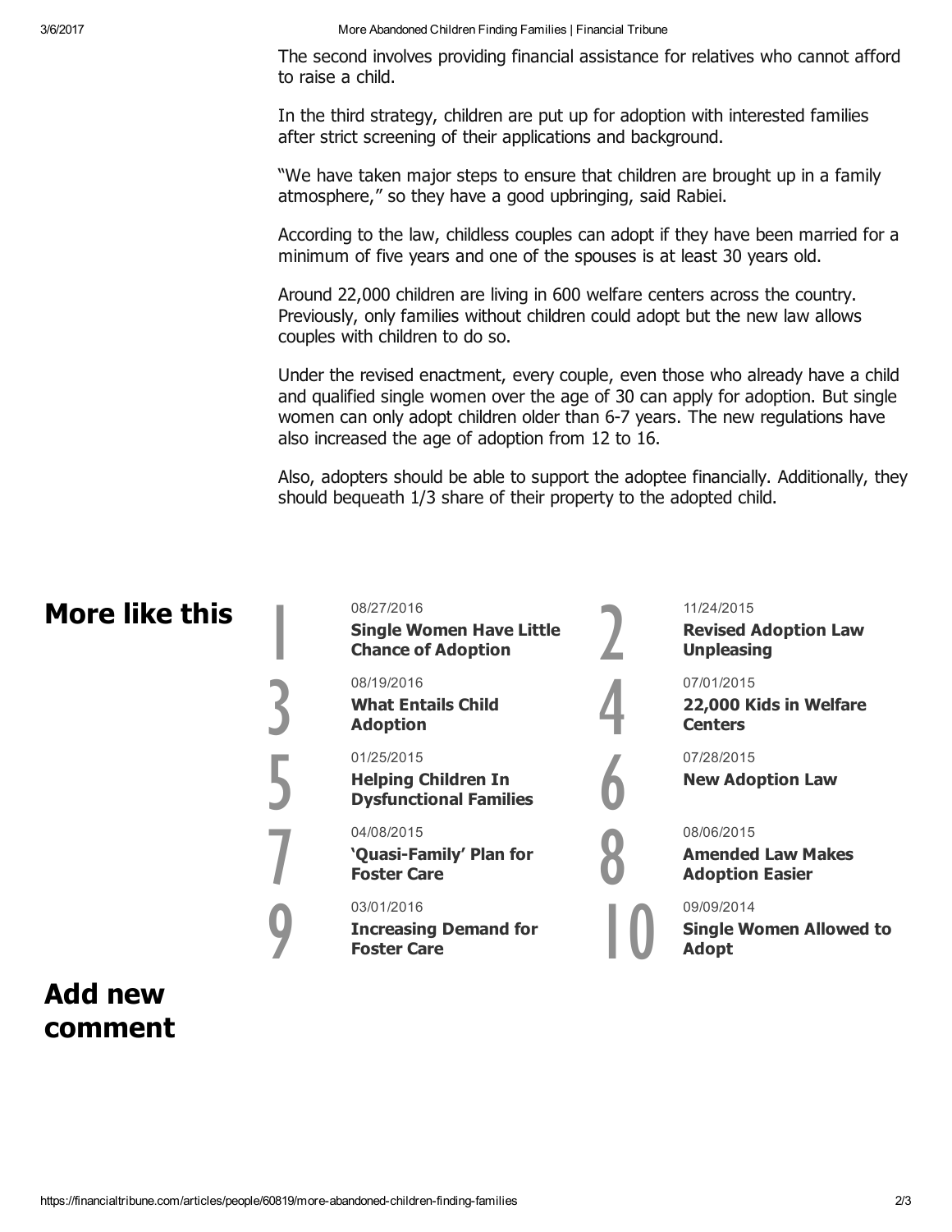The second involves providing financial assistance for relatives who cannot afford to raise a child.

In the third strategy, children are put up for adoption with interested families after strict screening of their applications and background.

"We have taken major steps to ensure that children are brought up in a family atmosphere," so they have a good upbringing, said Rabiei.

According to the law, childless couples can adopt if they have been married for a minimum of five years and one of the spouses is at least 30 years old.

Around 22,000 children are living in 600 welfare centers across the country. Previously, only families without children could adopt but the new law allows couples with children to do so.

Under the revised enactment, every couple, even those who already have a child and qualified single women over the age of 30 can apply for adoption. But single women can only adopt children older than 6-7 years. The new regulations have also increased the age of adoption from 12 to 16.

Also, adopters should be able to support the adoptee financially. Additionally, they should bequeath 1/3 share of their property to the adopted child.

## More like this

1. 08/27/2016
   **Single Women Have Little Chance of Adoption**
2. 11/24/2015
   **Revised Adoption Law Unpleasing**
3. 08/19/2016
   **What Entails Child Adoption**
4. 07/01/2015
   **22,000 Kids in Welfare Centers**
5. 01/25/2015
   **Helping Children In Dysfunctional Families**
6. 07/28/2015
   **New Adoption Law**
7. 04/08/2015
   **'Quasi-Family' Plan for Foster Care**
8. 08/06/2015
   **Amended Law Makes Adoption Easier**
9. 03/01/2016
   **Increasing Demand for Foster Care**
10. 09/09/2014
    **Single Women Allowed to Adopt**

## Add new comment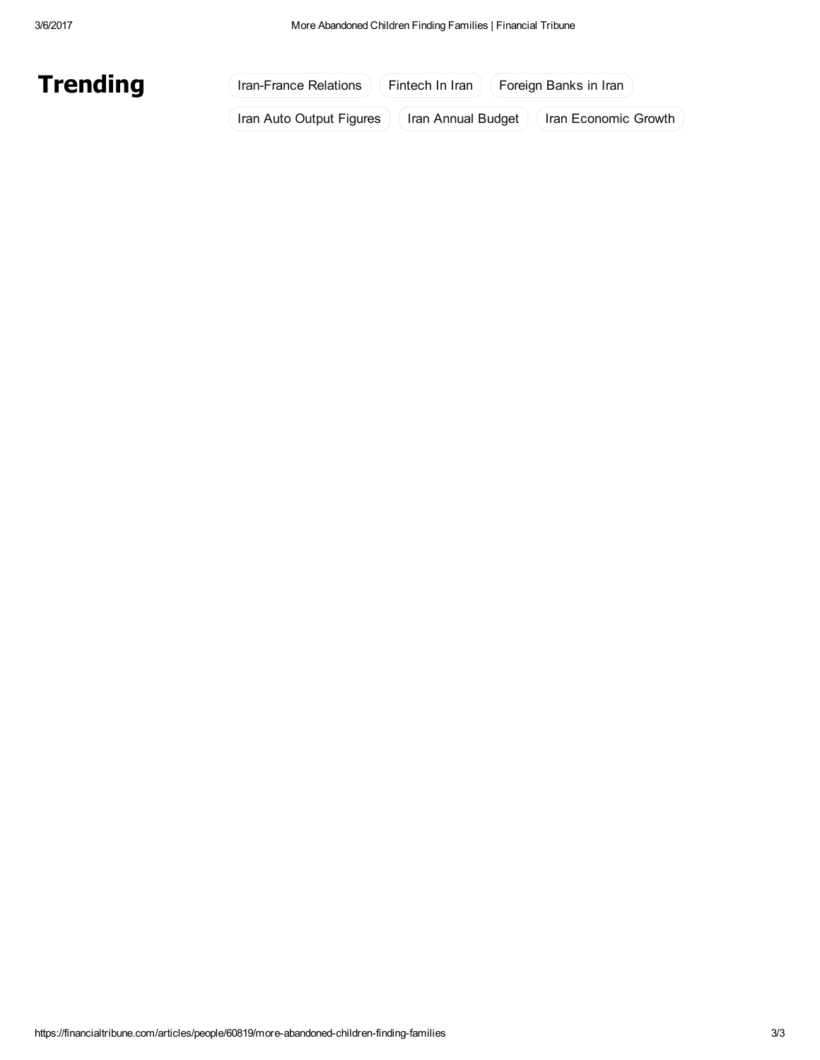# Trending

Iran-France Relations

Fintech In Iran

Foreign Banks in Iran

Iran Auto Output Figures

Iran Annual Budget

Iran Economic Growth